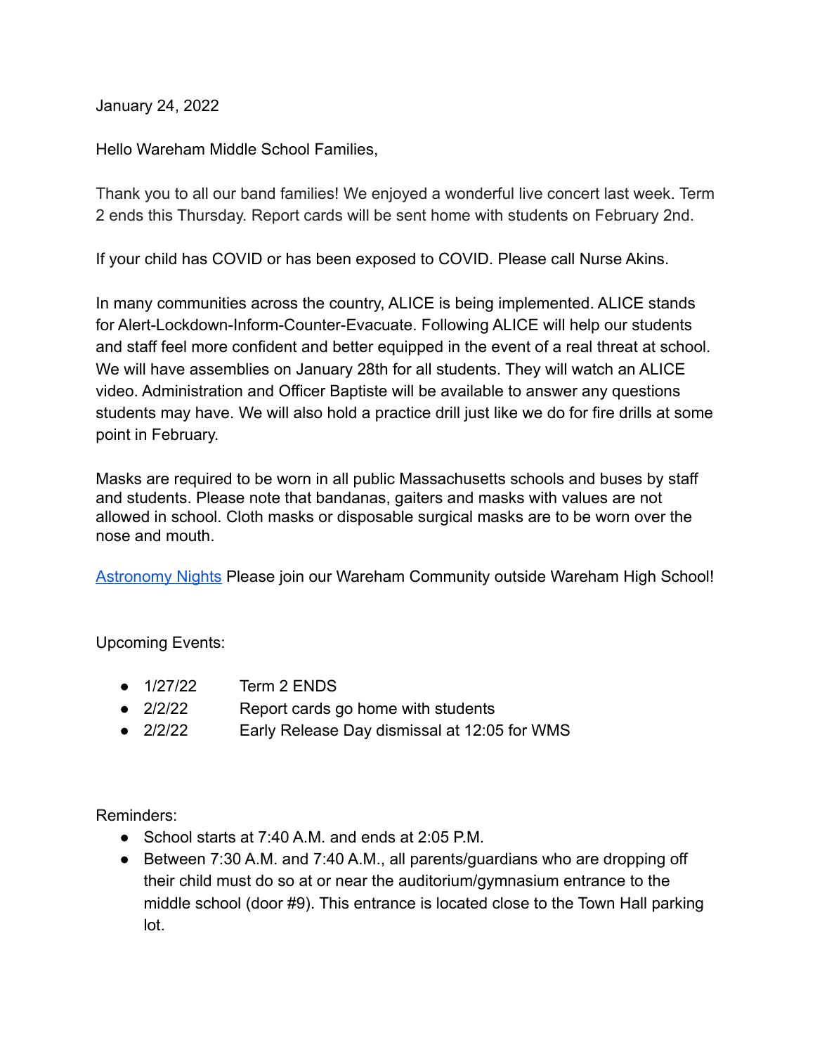January 24, 2022

Hello Wareham Middle School Families,

Thank you to all our band families! We enjoyed a wonderful live concert last week. Term 2 ends this Thursday. Report cards will be sent home with students on February 2nd.

If your child has COVID or has been exposed to COVID. Please call Nurse Akins.

In many communities across the country, ALICE is being implemented. ALICE stands for Alert-Lockdown-Inform-Counter-Evacuate. Following ALICE will help our students and staff feel more confident and better equipped in the event of a real threat at school. We will have assemblies on January 28th for all students. They will watch an ALICE video. Administration and Officer Baptiste will be available to answer any questions students may have. We will also hold a practice drill just like we do for fire drills at some point in February.

Masks are required to be worn in all public Massachusetts schools and buses by staff and students. Please note that bandanas, gaiters and masks with values are not allowed in school. Cloth masks or disposable surgical masks are to be worn over the nose and mouth.

Astronomy Nights Please join our Wareham Community outside Wareham High School!

Upcoming Events:

- 1/27/22 Term 2 ENDS
- 2/2/22 Report cards go home with students
- 2/2/22 Early Release Day dismissal at 12:05 for WMS

Reminders:

- School starts at 7:40 A.M. and ends at 2:05 P.M.
- Between 7:30 A.M. and 7:40 A.M., all parents/guardians who are dropping off their child must do so at or near the auditorium/gymnasium entrance to the middle school (door #9). This entrance is located close to the Town Hall parking lot.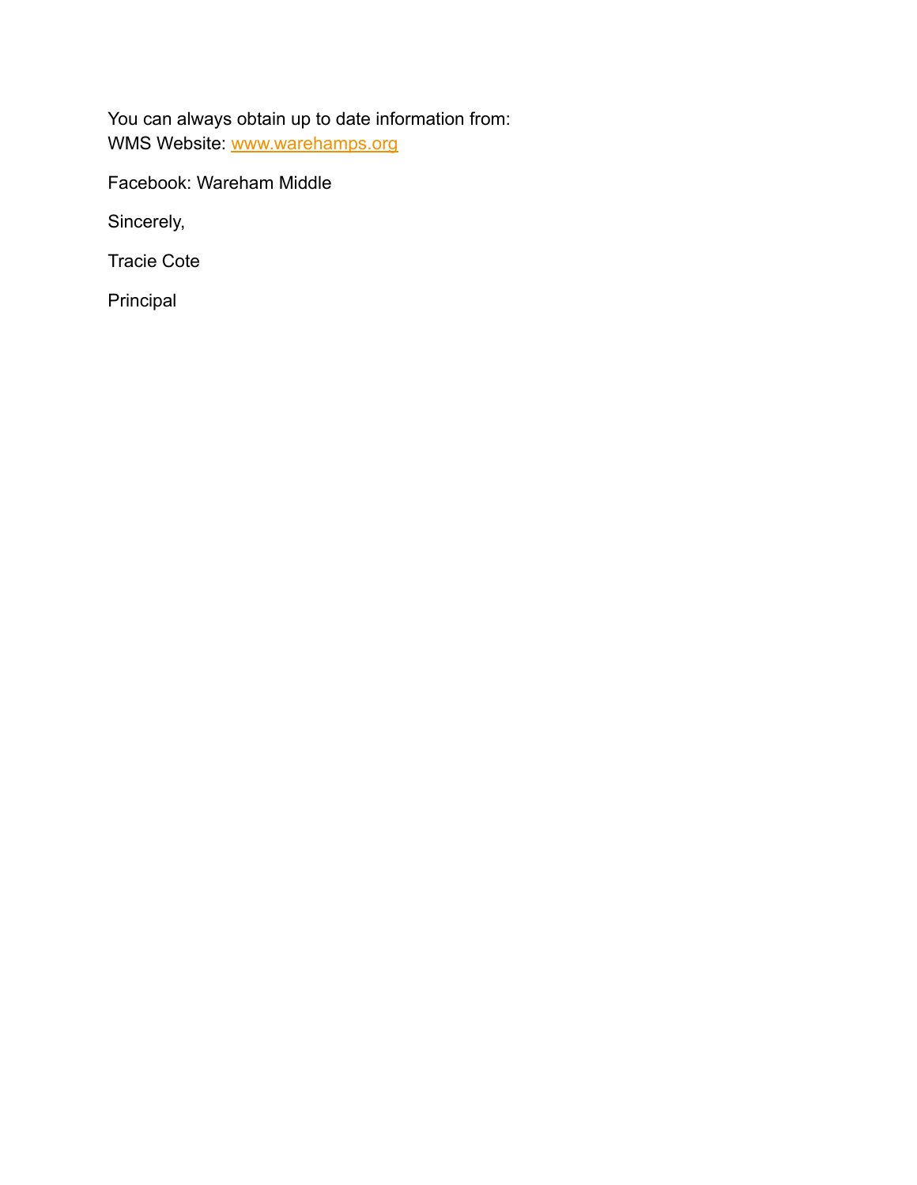You can always obtain up to date information from:
WMS Website: [www.warehamps.org](http://www.warehamps.org)

Facebook: Wareham Middle

Sincerely,

Tracie Cote

Principal